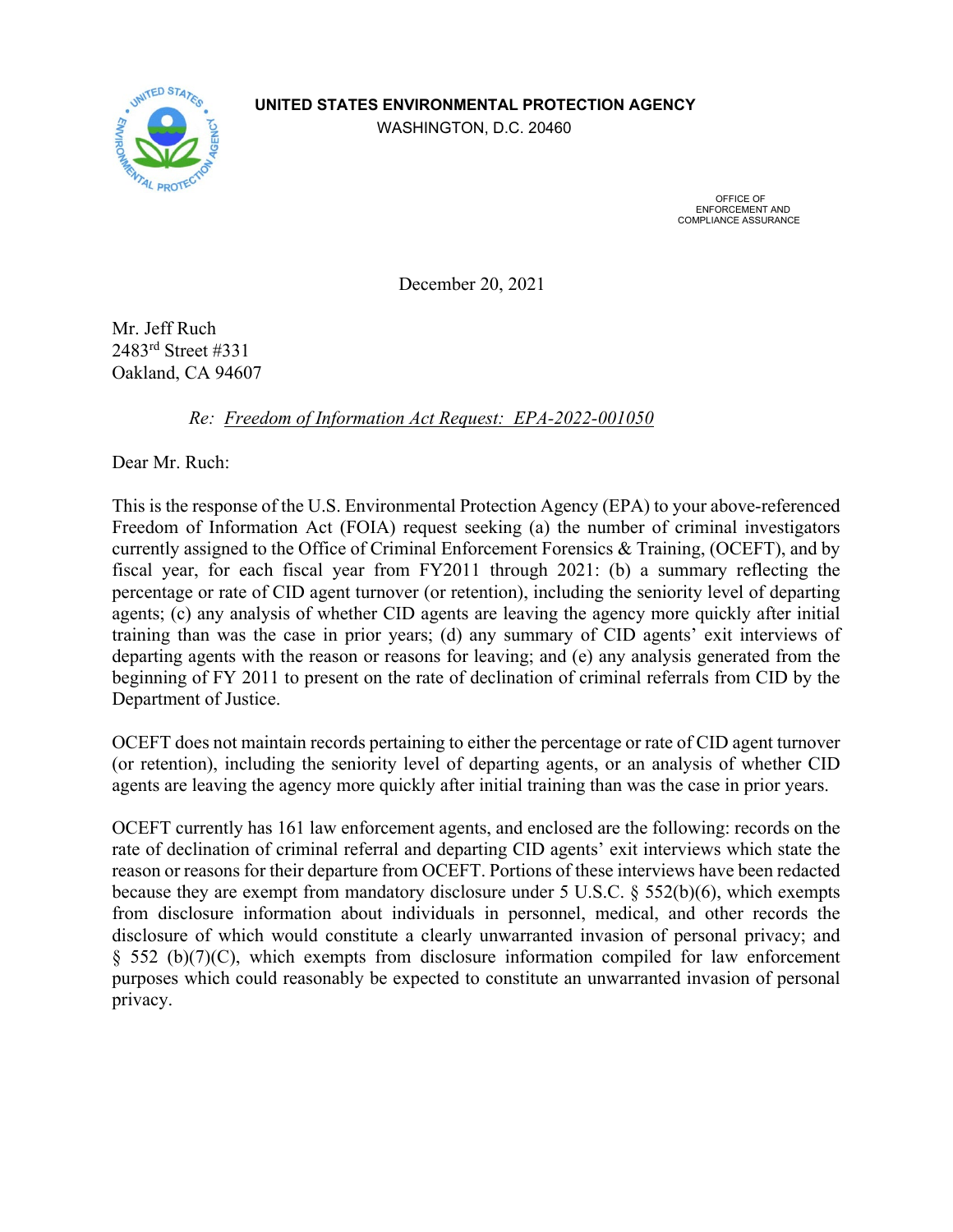**UNITED STATES ENVIRONMENTAL PROTECTION AGENCY**
WASHINGTON, D.C. 20460

OFFICE OF
ENFORCEMENT AND
COMPLIANCE ASSURANCE

December 20, 2021

Mr. Jeff Ruch
2483rd Street #331
Oakland, CA 94607

*Re: Freedom of Information Act Request: EPA-2022-001050*

Dear Mr. Ruch:

This is the response of the U.S. Environmental Protection Agency (EPA) to your above-referenced Freedom of Information Act (FOIA) request seeking (a) the number of criminal investigators currently assigned to the Office of Criminal Enforcement Forensics & Training, (OCEFT), and by fiscal year, for each fiscal year from FY2011 through 2021: (b) a summary reflecting the percentage or rate of CID agent turnover (or retention), including the seniority level of departing agents; (c) any analysis of whether CID agents are leaving the agency more quickly after initial training than was the case in prior years; (d) any summary of CID agents' exit interviews of departing agents with the reason or reasons for leaving; and (e) any analysis generated from the beginning of FY 2011 to present on the rate of declination of criminal referrals from CID by the Department of Justice.

OCEFT does not maintain records pertaining to either the percentage or rate of CID agent turnover (or retention), including the seniority level of departing agents, or an analysis of whether CID agents are leaving the agency more quickly after initial training than was the case in prior years.

OCEFT currently has 161 law enforcement agents, and enclosed are the following: records on the rate of declination of criminal referral and departing CID agents' exit interviews which state the reason or reasons for their departure from OCEFT. Portions of these interviews have been redacted because they are exempt from mandatory disclosure under 5 U.S.C. § 552(b)(6), which exempts from disclosure information about individuals in personnel, medical, and other records the disclosure of which would constitute a clearly unwarranted invasion of personal privacy; and § 552 (b)(7)(C), which exempts from disclosure information compiled for law enforcement purposes which could reasonably be expected to constitute an unwarranted invasion of personal privacy.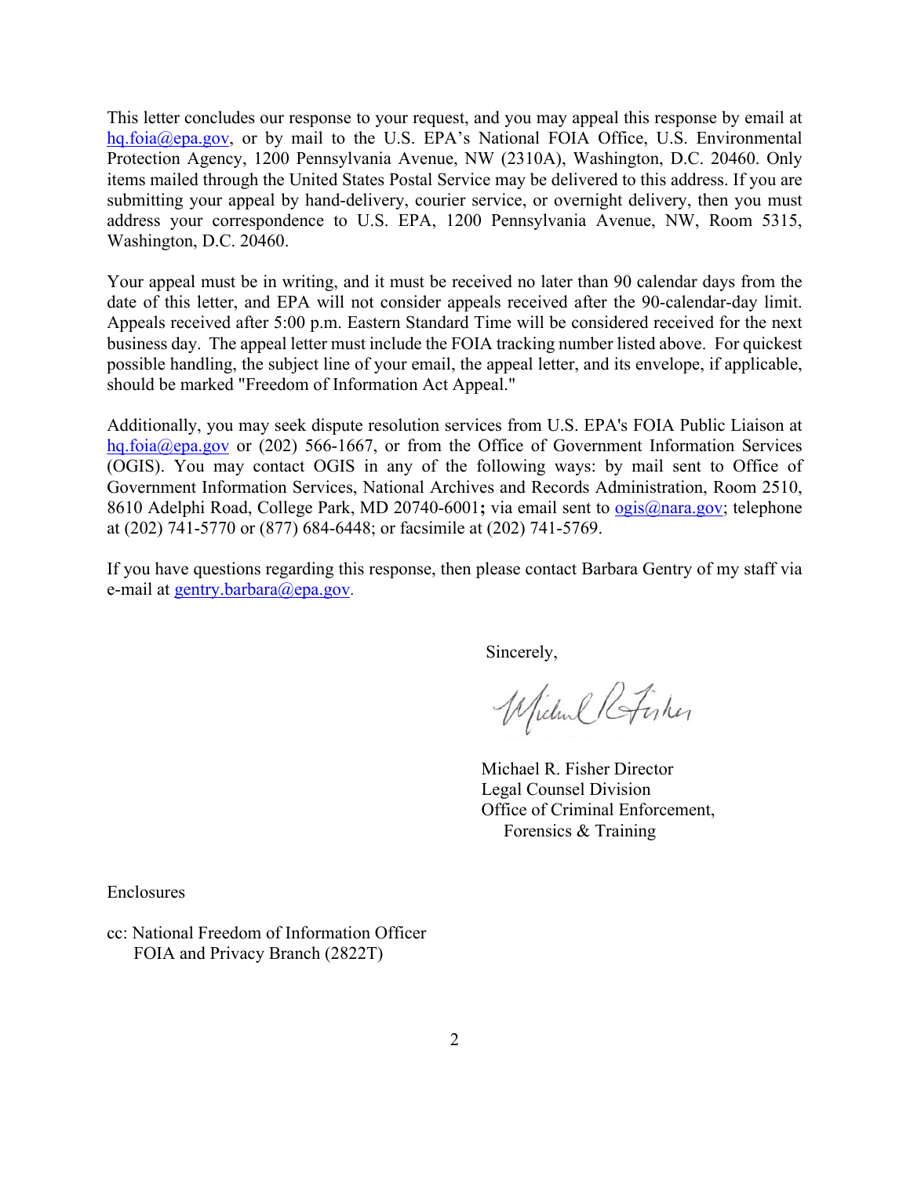This letter concludes our response to your request, and you may appeal this response by email at hq.foia@epa.gov, or by mail to the U.S. EPA's National FOIA Office, U.S. Environmental Protection Agency, 1200 Pennsylvania Avenue, NW (2310A), Washington, D.C. 20460. Only items mailed through the United States Postal Service may be delivered to this address. If you are submitting your appeal by hand-delivery, courier service, or overnight delivery, then you must address your correspondence to U.S. EPA, 1200 Pennsylvania Avenue, NW, Room 5315, Washington, D.C. 20460.

Your appeal must be in writing, and it must be received no later than 90 calendar days from the date of this letter, and EPA will not consider appeals received after the 90-calendar-day limit. Appeals received after 5:00 p.m. Eastern Standard Time will be considered received for the next business day. The appeal letter must include the FOIA tracking number listed above. For quickest possible handling, the subject line of your email, the appeal letter, and its envelope, if applicable, should be marked "Freedom of Information Act Appeal."

Additionally, you may seek dispute resolution services from U.S. EPA's FOIA Public Liaison at hq.foia@epa.gov or (202) 566-1667, or from the Office of Government Information Services (OGIS). You may contact OGIS in any of the following ways: by mail sent to Office of Government Information Services, National Archives and Records Administration, Room 2510, 8610 Adelphi Road, College Park, MD 20740-6001**;** via email sent to ogis@nara.gov; telephone at (202) 741-5770 or (877) 684-6448; or facsimile at (202) 741-5769.

If you have questions regarding this response, then please contact Barbara Gentry of my staff via e-mail at gentry.barbara@epa.gov.

Sincerely,

Michael R. Fisher Director
Legal Counsel Division
Office of Criminal Enforcement,
Forensics & Training

Enclosures

cc: National Freedom of Information Officer
FOIA and Privacy Branch (2822T)